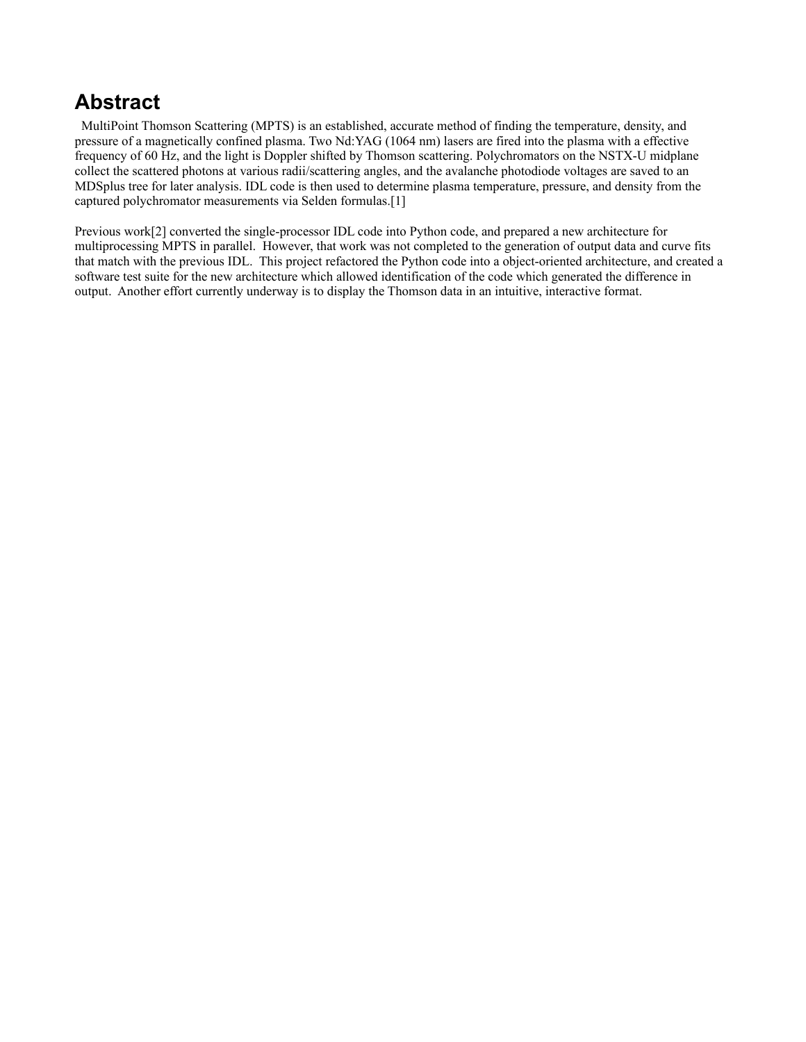## Abstract

MultiPoint Thomson Scattering (MPTS) is an established, accurate method of finding the temperature, density, and pressure of a magnetically confined plasma. Two Nd:YAG (1064 nm) lasers are fired into the plasma with a effective frequency of 60 Hz, and the light is Doppler shifted by Thomson scattering. Polychromators on the NSTX-U midplane collect the scattered photons at various radii/scattering angles, and the avalanche photodiode voltages are saved to an MDSplus tree for later analysis. IDL code is then used to determine plasma temperature, pressure, and density from the captured polychromator measurements via Selden formulas.[1]

Previous work[2] converted the single-processor IDL code into Python code, and prepared a new architecture for multiprocessing MPTS in parallel. However, that work was not completed to the generation of output data and curve fits that match with the previous IDL. This project refactored the Python code into a object-oriented architecture, and created a software test suite for the new architecture which allowed identification of the code which generated the difference in output. Another effort currently underway is to display the Thomson data in an intuitive, interactive format.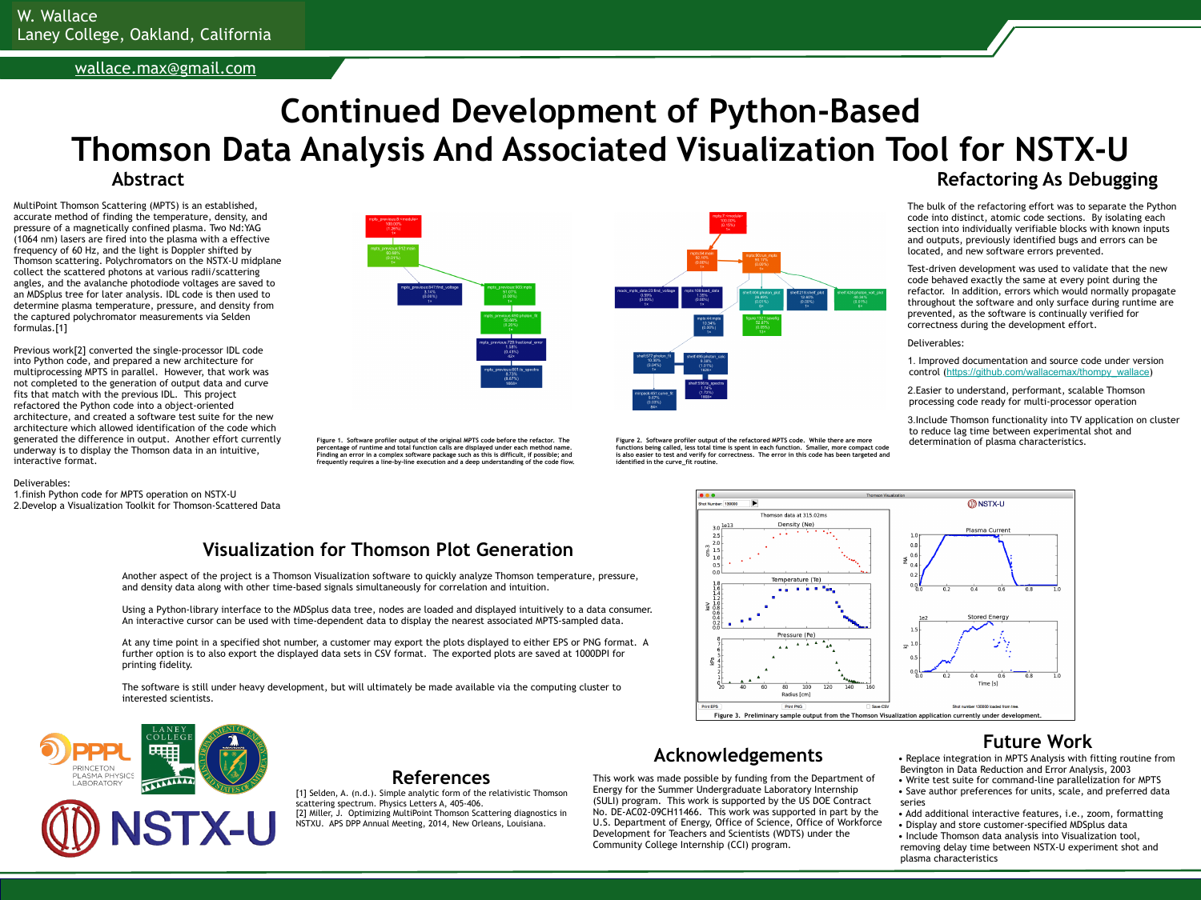W. Wallace
Laney College, Oakland, California

wallace.max@gmail.com

# Continued Development of Python-Based Thomson Data Analysis And Associated Visualization Tool for NSTX-U

## Abstract

MultiPoint Thomson Scattering (MPTS) is an established, accurate method of finding the temperature, density, and pressure of a magnetically confined plasma. Two Nd:YAG (1064 nm) lasers are fired into the plasma with a effective frequency of 60 Hz, and the light is Doppler shifted by Thomson scattering. Polychromators on the NSTX-U midplane collect the scattered photons at various radii/scattering angles, and the avalanche photodiode voltages are saved to an MDSplus tree for later analysis. IDL code is then used to determine plasma temperature, pressure, and density from the captured polychromator measurements via Selden formulas.[1]

Previous work[2] converted the single-processor IDL code into Python code, and prepared a new architecture for multiprocessing MPTS in parallel. However, that work was not completed to the generation of output data and curve fits that match with the previous IDL. This project refactored the Python code into a object-oriented architecture, and created a software test suite for the new architecture which allowed identification of the code which generated the difference in output. Another effort currently underway is to display the Thomson data in an intuitive, interactive format.

Deliverables:
1.finish Python code for MPTS operation on NSTX-U
2.Develop a Visualization Toolkit for Thomson-Scattered Data

Figure 1. Software profiler output of the original MPTS code before the refactor. The percentage of runtime and total function calls are displayed under each method name. Finding an error in a complex software package such as this is difficult, if possible; and frequently requires a line-by-line execution and a deep understanding of the code flow.

Figure 2. Software profiler output of the refactored MPTS code. While there are more functions being called, less total time is spent in each function. Smaller, more compact code is also easier to test and verify for correctness. The error in this code has been targeted and identified in the curve_fit routine.

## Refactoring As Debugging

The bulk of the refactoring effort was to separate the Python code into distinct, atomic code sections. By isolating each section into individually verifiable blocks with known inputs and outputs, previously identified bugs and errors can be located, and new software errors prevented.

Test-driven development was used to validate that the new code behaved exactly the same at every point during the refactor. In addition, errors which would normally propagate throughout the software and only surface during runtime are prevented, as the software is continually verified for correctness during the development effort.

Deliverables:

1. Improved documentation and source code under version control (https://github.com/wallacemax/thompy_wallace)

2.Easier to understand, performant, scalable Thomson processing code ready for multi-processor operation

3.Include Thomson functionality into TV application on cluster to reduce lag time between experimental shot and determination of plasma characteristics.

## Visualization for Thomson Plot Generation

Another aspect of the project is a Thomson Visualization software to quickly analyze Thomson temperature, pressure, and density data along with other time-based signals simultaneously for correlation and intuition.

Using a Python-library interface to the MDSplus data tree, nodes are loaded and displayed intuitively to a data consumer. An interactive cursor can be used with time-dependent data to display the nearest associated MPTS-sampled data.

At any time point in a specified shot number, a customer may export the plots displayed to either EPS or PNG format. A further option is to also export the displayed data sets in CSV format. The exported plots are saved at 1000DPI for printing fidelity.

The software is still under heavy development, but will ultimately be made available via the computing cluster to interested scientists.

Figure 3. Preliminary sample output from the Thomson Visualization application currently under development.

## References

[1] Selden, A. (n.d.). Simple analytic form of the relativistic Thomson scattering spectrum. Physics Letters A, 405-406.
[2] Miller, J. Optimizing MultiPoint Thomson Scattering diagnostics in NSTXU. APS DPP Annual Meeting, 2014, New Orleans, Louisiana.

## Acknowledgements

This work was made possible by funding from the Department of Energy for the Summer Undergraduate Laboratory Internship (SULI) program. This work is supported by the US DOE Contract No. DE-AC02-09CH11466. This work was supported in part by the U.S. Department of Energy, Office of Science, Office of Workforce Development for Teachers and Scientists (WDTS) under the Community College Internship (CCI) program.

## Future Work

- Replace integration in MPTS Analysis with fitting routine from Bevington in Data Reduction and Error Analysis, 2003
- Write test suite for command-line parallelization for MPTS
- Save author preferences for units, scale, and preferred data series
- Add additional interactive features, i.e., zoom, formatting
- Display and store customer-specified MDSplus data
- Include Thomson data analysis into Visualization tool, removing delay time between NSTX-U experiment shot and plasma characteristics